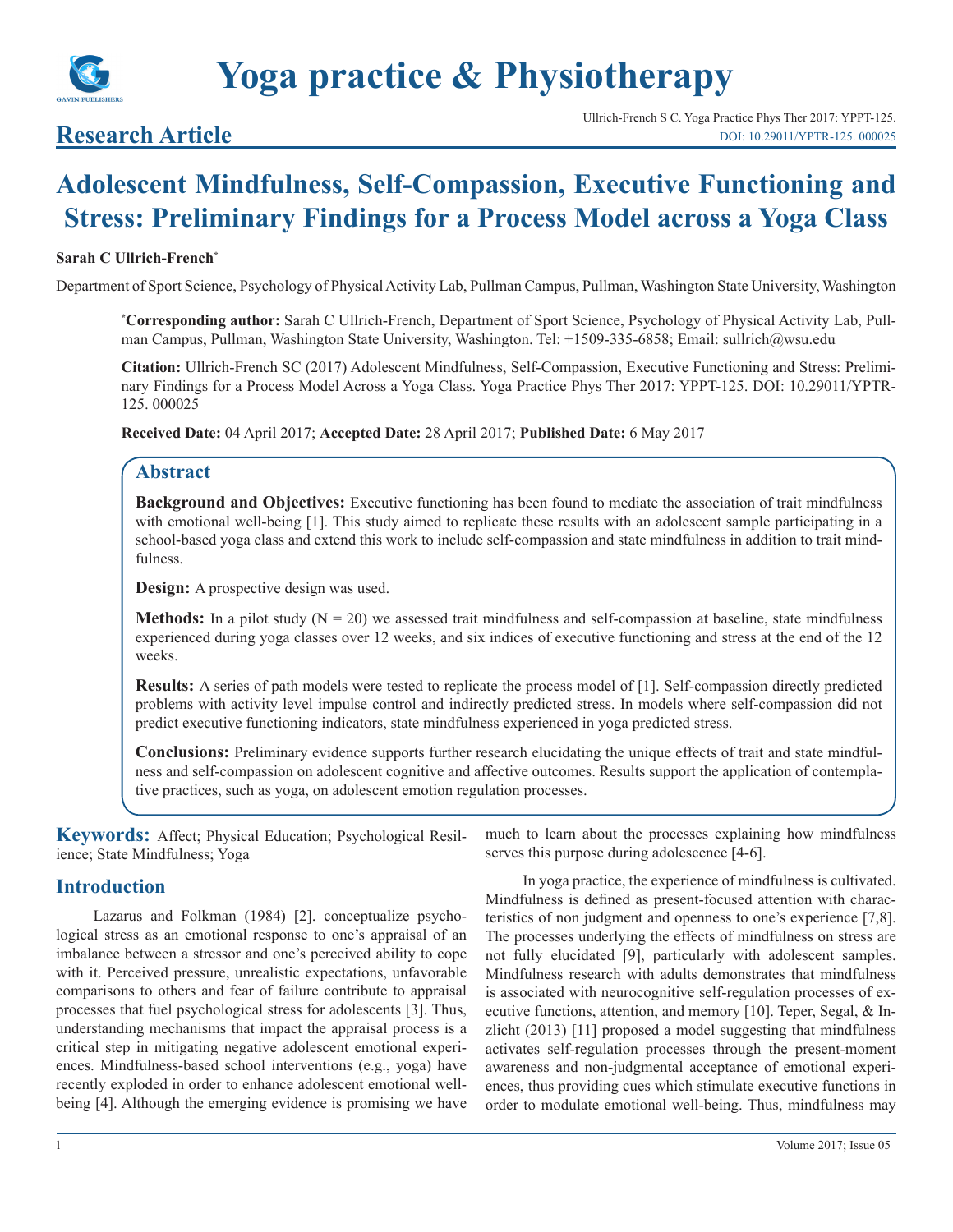# Yoga practice & Physiotherapy

## Research Article

Ullrich-French S C. Yoga Practice Phys Ther 2017: YPPT-125.
DOI: 10.29011/YPTR-125. 000025

# Adolescent Mindfulness, Self-Compassion, Executive Functioning and Stress: Preliminary Findings for a Process Model across a Yoga Class

**Sarah C Ullrich-French***

Department of Sport Science, Psychology of Physical Activity Lab, Pullman Campus, Pullman, Washington State University, Washington

***Corresponding author:** Sarah C Ullrich-French, Department of Sport Science, Psychology of Physical Activity Lab, Pullman Campus, Pullman, Washington State University, Washington. Tel: +1509-335-6858; Email: sullrich@wsu.edu

**Citation:** Ullrich-French SC (2017) Adolescent Mindfulness, Self-Compassion, Executive Functioning and Stress: Preliminary Findings for a Process Model Across a Yoga Class. Yoga Practice Phys Ther 2017: YPPT-125. DOI: 10.29011/YPTR-125. 000025

**Received Date:** 04 April 2017; **Accepted Date:** 28 April 2017; **Published Date:** 6 May 2017

## Abstract

**Background and Objectives:** Executive functioning has been found to mediate the association of trait mindfulness with emotional well-being [1]. This study aimed to replicate these results with an adolescent sample participating in a school-based yoga class and extend this work to include self-compassion and state mindfulness in addition to trait mindfulness.

**Design:** A prospective design was used.

**Methods:** In a pilot study (N = 20) we assessed trait mindfulness and self-compassion at baseline, state mindfulness experienced during yoga classes over 12 weeks, and six indices of executive functioning and stress at the end of the 12 weeks.

**Results:** A series of path models were tested to replicate the process model of [1]. Self-compassion directly predicted problems with activity level impulse control and indirectly predicted stress. In models where self-compassion did not predict executive functioning indicators, state mindfulness experienced in yoga predicted stress.

**Conclusions:** Preliminary evidence supports further research elucidating the unique effects of trait and state mindfulness and self-compassion on adolescent cognitive and affective outcomes. Results support the application of contemplative practices, such as yoga, on adolescent emotion regulation processes.

**Keywords:** Affect; Physical Education; Psychological Resilience; State Mindfulness; Yoga

## Introduction

Lazarus and Folkman (1984) [2]. conceptualize psychological stress as an emotional response to one's appraisal of an imbalance between a stressor and one's perceived ability to cope with it. Perceived pressure, unrealistic expectations, unfavorable comparisons to others and fear of failure contribute to appraisal processes that fuel psychological stress for adolescents [3]. Thus, understanding mechanisms that impact the appraisal process is a critical step in mitigating negative adolescent emotional experiences. Mindfulness-based school interventions (e.g., yoga) have recently exploded in order to enhance adolescent emotional well-being [4]. Although the emerging evidence is promising we have much to learn about the processes explaining how mindfulness serves this purpose during adolescence [4-6].

In yoga practice, the experience of mindfulness is cultivated. Mindfulness is defined as present-focused attention with characteristics of non judgment and openness to one's experience [7,8]. The processes underlying the effects of mindfulness on stress are not fully elucidated [9], particularly with adolescent samples. Mindfulness research with adults demonstrates that mindfulness is associated with neurocognitive self-regulation processes of executive functions, attention, and memory [10]. Teper, Segal, & Inzlicht (2013) [11] proposed a model suggesting that mindfulness activates self-regulation processes through the present-moment awareness and non-judgmental acceptance of emotional experiences, thus providing cues which stimulate executive functions in order to modulate emotional well-being. Thus, mindfulness may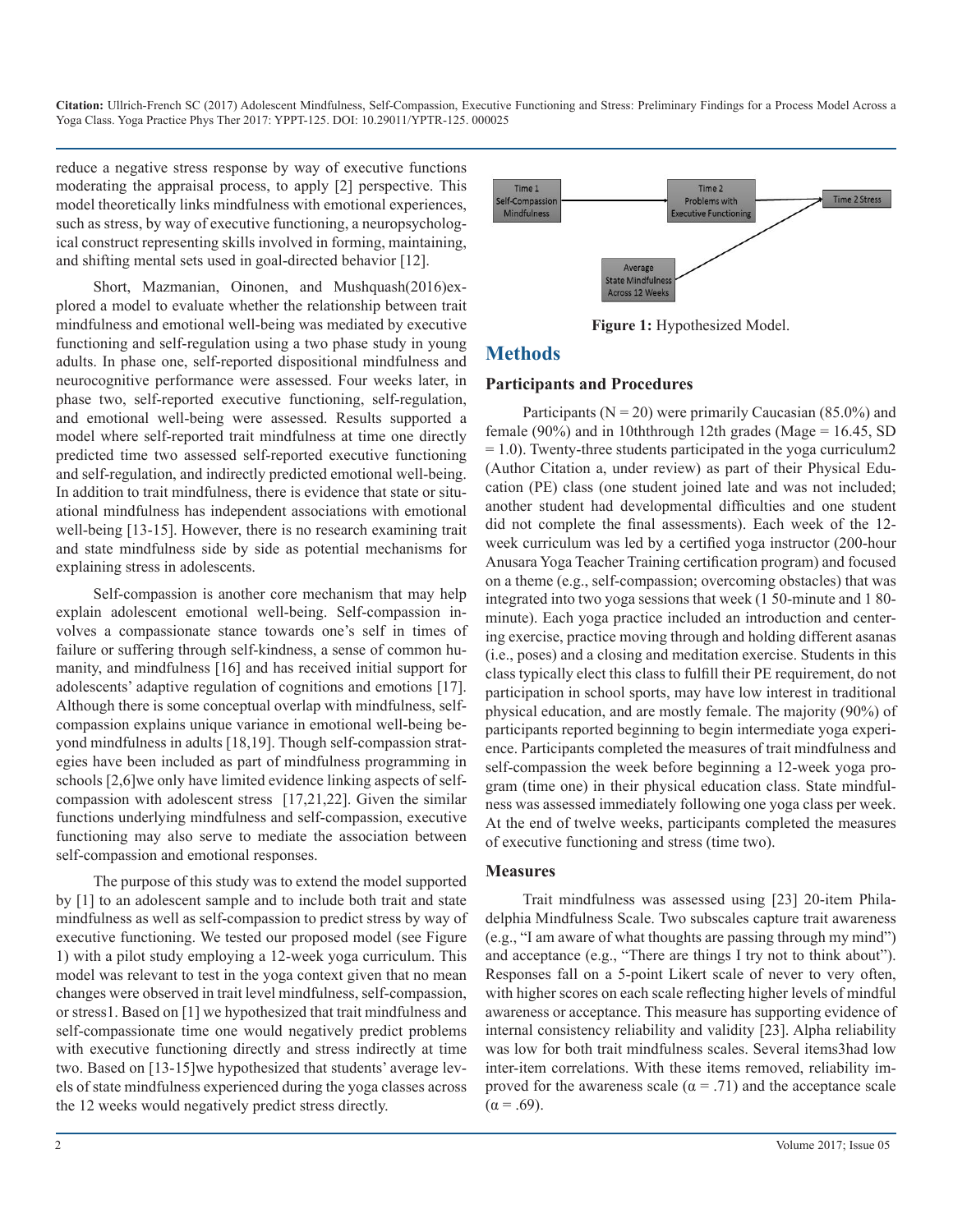reduce a negative stress response by way of executive functions moderating the appraisal process, to apply [2] perspective. This model theoretically links mindfulness with emotional experiences, such as stress, by way of executive functioning, a neuropsychological construct representing skills involved in forming, maintaining, and shifting mental sets used in goal-directed behavior [12].

Short, Mazmanian, Oinonen, and Mushquash(2016)explored a model to evaluate whether the relationship between trait mindfulness and emotional well-being was mediated by executive functioning and self-regulation using a two phase study in young adults. In phase one, self-reported dispositional mindfulness and neurocognitive performance were assessed. Four weeks later, in phase two, self-reported executive functioning, self-regulation, and emotional well-being were assessed. Results supported a model where self-reported trait mindfulness at time one directly predicted time two assessed self-reported executive functioning and self-regulation, and indirectly predicted emotional well-being. In addition to trait mindfulness, there is evidence that state or situational mindfulness has independent associations with emotional well-being [13-15]. However, there is no research examining trait and state mindfulness side by side as potential mechanisms for explaining stress in adolescents.

Self-compassion is another core mechanism that may help explain adolescent emotional well-being. Self-compassion involves a compassionate stance towards one's self in times of failure or suffering through self-kindness, a sense of common humanity, and mindfulness [16] and has received initial support for adolescents' adaptive regulation of cognitions and emotions [17]. Although there is some conceptual overlap with mindfulness, self-compassion explains unique variance in emotional well-being beyond mindfulness in adults [18,19]. Though self-compassion strategies have been included as part of mindfulness programming in schools [2,6]we only have limited evidence linking aspects of self-compassion with adolescent stress [17,21,22]. Given the similar functions underlying mindfulness and self-compassion, executive functioning may also serve to mediate the association between self-compassion and emotional responses.

The purpose of this study was to extend the model supported by [1] to an adolescent sample and to include both trait and state mindfulness as well as self-compassion to predict stress by way of executive functioning. We tested our proposed model (see Figure 1) with a pilot study employing a 12-week yoga curriculum. This model was relevant to test in the yoga context given that no mean changes were observed in trait level mindfulness, self-compassion, or stress1. Based on [1] we hypothesized that trait mindfulness and self-compassionate time one would negatively predict problems with executive functioning directly and stress indirectly at time two. Based on [13-15]we hypothesized that students' average levels of state mindfulness experienced during the yoga classes across the 12 weeks would negatively predict stress directly.

Time 1 Self-Compassion Mindfulness → Time 2 Problems with Executive Functioning → Time 2 Stress

Average State Mindfulness Across 12 Weeks → Time 2 Stress

**Figure 1:** Hypothesized Model.

## Methods

### Participants and Procedures

Participants (N = 20) were primarily Caucasian (85.0%) and female (90%) and in 10ththrough 12th grades (Mage = 16.45, SD = 1.0). Twenty-three students participated in the yoga curriculum2 (Author Citation a, under review) as part of their Physical Education (PE) class (one student joined late and was not included; another student had developmental difficulties and one student did not complete the final assessments). Each week of the 12-week curriculum was led by a certified yoga instructor (200-hour Anusara Yoga Teacher Training certification program) and focused on a theme (e.g., self-compassion; overcoming obstacles) that was integrated into two yoga sessions that week (1 50-minute and 1 80-minute). Each yoga practice included an introduction and centering exercise, practice moving through and holding different asanas (i.e., poses) and a closing and meditation exercise. Students in this class typically elect this class to fulfill their PE requirement, do not participation in school sports, may have low interest in traditional physical education, and are mostly female. The majority (90%) of participants reported beginning to begin intermediate yoga experience. Participants completed the measures of trait mindfulness and self-compassion the week before beginning a 12-week yoga program (time one) in their physical education class. State mindfulness was assessed immediately following one yoga class per week. At the end of twelve weeks, participants completed the measures of executive functioning and stress (time two).

### Measures

Trait mindfulness was assessed using [23] 20-item Philadelphia Mindfulness Scale. Two subscales capture trait awareness (e.g., "I am aware of what thoughts are passing through my mind") and acceptance (e.g., "There are things I try not to think about"). Responses fall on a 5-point Likert scale of never to very often, with higher scores on each scale reflecting higher levels of mindful awareness or acceptance. This measure has supporting evidence of internal consistency reliability and validity [23]. Alpha reliability was low for both trait mindfulness scales. Several items3had low inter-item correlations. With these items removed, reliability improved for the awareness scale ($\alpha = .71$) and the acceptance scale ($\alpha = .69$).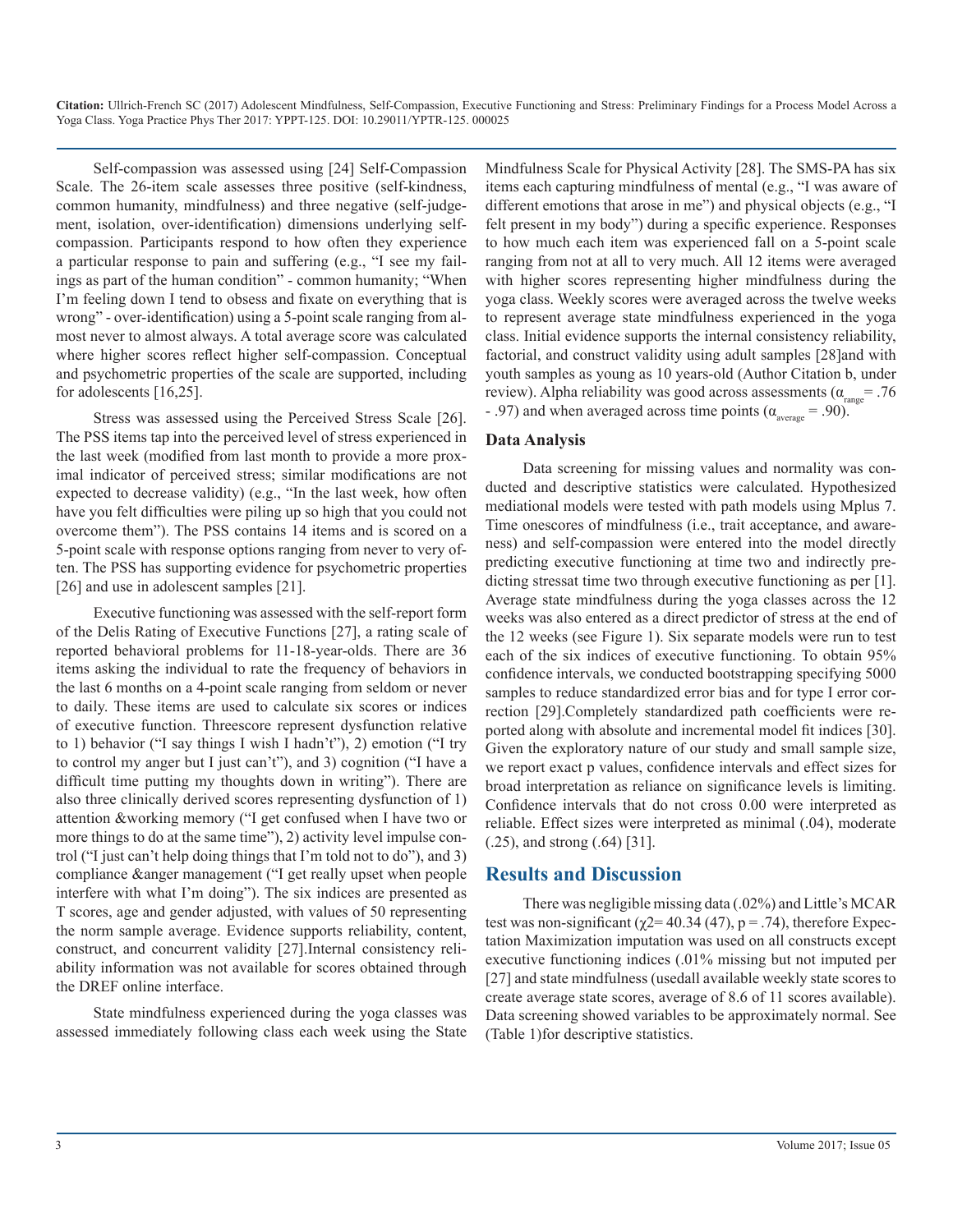Self-compassion was assessed using [24] Self-Compassion Scale. The 26-item scale assesses three positive (self-kindness, common humanity, mindfulness) and three negative (self-judgement, isolation, over-identification) dimensions underlying self-compassion. Participants respond to how often they experience a particular response to pain and suffering (e.g., "I see my failings as part of the human condition" - common humanity; "When I'm feeling down I tend to obsess and fixate on everything that is wrong" - over-identification) using a 5-point scale ranging from almost never to almost always. A total average score was calculated where higher scores reflect higher self-compassion. Conceptual and psychometric properties of the scale are supported, including for adolescents [16,25].

Stress was assessed using the Perceived Stress Scale [26]. The PSS items tap into the perceived level of stress experienced in the last week (modified from last month to provide a more proximal indicator of perceived stress; similar modifications are not expected to decrease validity) (e.g., "In the last week, how often have you felt difficulties were piling up so high that you could not overcome them"). The PSS contains 14 items and is scored on a 5-point scale with response options ranging from never to very often. The PSS has supporting evidence for psychometric properties [26] and use in adolescent samples [21].

Executive functioning was assessed with the self-report form of the Delis Rating of Executive Functions [27], a rating scale of reported behavioral problems for 11-18-year-olds. There are 36 items asking the individual to rate the frequency of behaviors in the last 6 months on a 4-point scale ranging from seldom or never to daily. These items are used to calculate six scores or indices of executive function. Threescore represent dysfunction relative to 1) behavior ("I say things I wish I hadn't"), 2) emotion ("I try to control my anger but I just can't"), and 3) cognition ("I have a difficult time putting my thoughts down in writing"). There are also three clinically derived scores representing dysfunction of 1) attention &working memory ("I get confused when I have two or more things to do at the same time"), 2) activity level impulse control ("I just can't help doing things that I'm told not to do"), and 3) compliance &anger management ("I get really upset when people interfere with what I'm doing"). The six indices are presented as T scores, age and gender adjusted, with values of 50 representing the norm sample average. Evidence supports reliability, content, construct, and concurrent validity [27].Internal consistency reliability information was not available for scores obtained through the DREF online interface.

State mindfulness experienced during the yoga classes was assessed immediately following class each week using the State Mindfulness Scale for Physical Activity [28]. The SMS-PA has six items each capturing mindfulness of mental (e.g., "I was aware of different emotions that arose in me") and physical objects (e.g., "I felt present in my body") during a specific experience. Responses to how much each item was experienced fall on a 5-point scale ranging from not at all to very much. All 12 items were averaged with higher scores representing higher mindfulness during the yoga class. Weekly scores were averaged across the twelve weeks to represent average state mindfulness experienced in the yoga class. Initial evidence supports the internal consistency reliability, factorial, and construct validity using adult samples [28]and with youth samples as young as 10 years-old (Author Citation b, under review). Alpha reliability was good across assessments ($\alpha_{range}$ = .76 - .97) and when averaged across time points ($\alpha_{average}$ = .90).

## Data Analysis

Data screening for missing values and normality was conducted and descriptive statistics were calculated. Hypothesized mediational models were tested with path models using Mplus 7. Time onescores of mindfulness (i.e., trait acceptance, and awareness) and self-compassion were entered into the model directly predicting executive functioning at time two and indirectly predicting stressat time two through executive functioning as per [1]. Average state mindfulness during the yoga classes across the 12 weeks was also entered as a direct predictor of stress at the end of the 12 weeks (see Figure 1). Six separate models were run to test each of the six indices of executive functioning. To obtain 95% confidence intervals, we conducted bootstrapping specifying 5000 samples to reduce standardized error bias and for type I error correction [29].Completely standardized path coefficients were reported along with absolute and incremental model fit indices [30]. Given the exploratory nature of our study and small sample size, we report exact p values, confidence intervals and effect sizes for broad interpretation as reliance on significance levels is limiting. Confidence intervals that do not cross 0.00 were interpreted as reliable. Effect sizes were interpreted as minimal (.04), moderate (.25), and strong (.64) [31].

# Results and Discussion

There was negligible missing data (.02%) and Little's MCAR test was non-significant ($\chi2$= 40.34 (47), p = .74), therefore Expectation Maximization imputation was used on all constructs except executive functioning indices (.01% missing but not imputed per [27] and state mindfulness (usedall available weekly state scores to create average state scores, average of 8.6 of 11 scores available). Data screening showed variables to be approximately normal. See (Table 1)for descriptive statistics.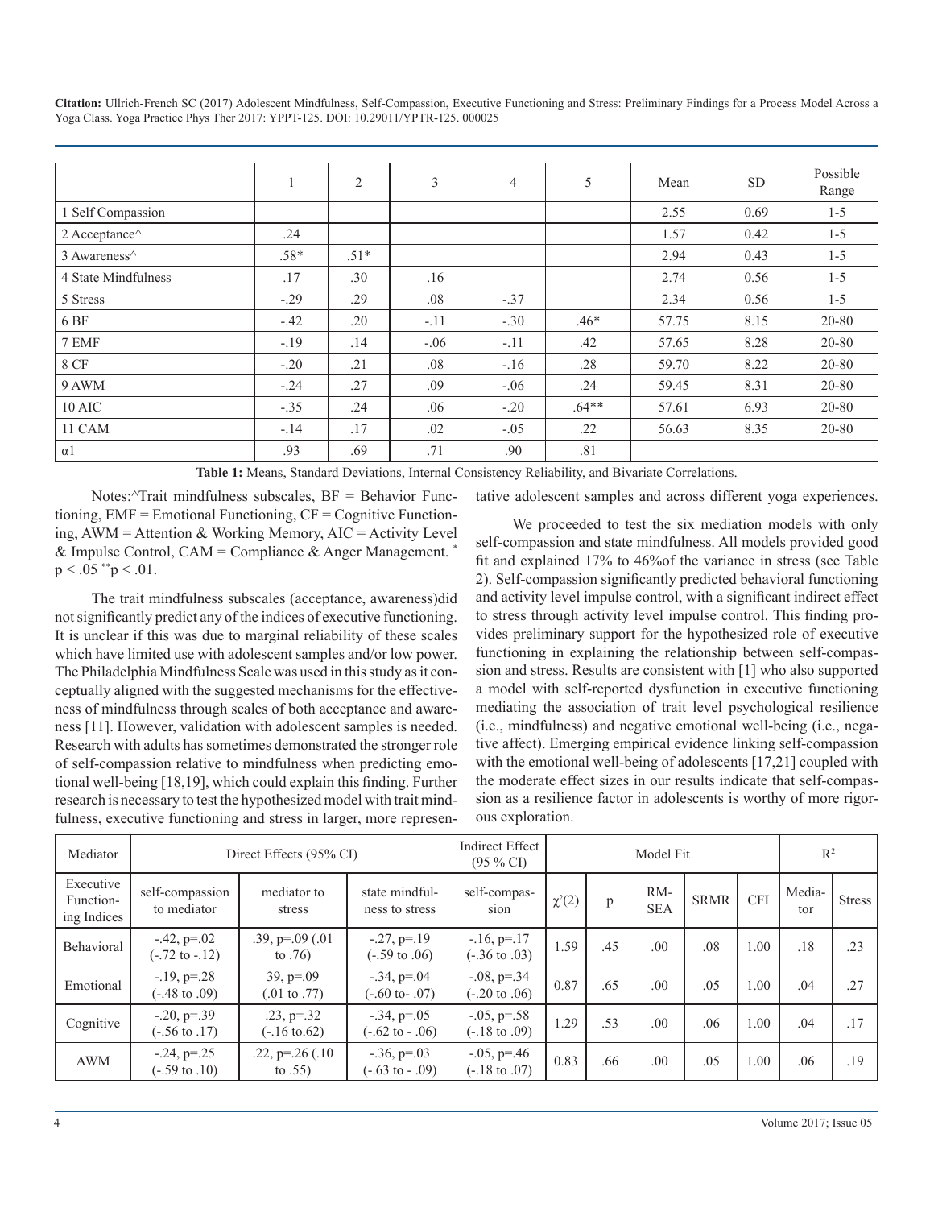|  | 1 | 2 | 3 | 4 | 5 | Mean | SD | Possible Range |
|---|---|---|---|---|---|---|---|---|
| 1 Self Compassion |  |  |  |  |  | 2.55 | 0.69 | 1-5 |
| 2 Acceptance^ | .24 |  |  |  |  | 1.57 | 0.42 | 1-5 |
| 3 Awareness^ | .58* | .51* |  |  |  | 2.94 | 0.43 | 1-5 |
| 4 State Mindfulness | .17 | .30 | .16 |  |  | 2.74 | 0.56 | 1-5 |
| 5 Stress | -.29 | .29 | .08 | -.37 |  | 2.34 | 0.56 | 1-5 |
| 6 BF | -.42 | .20 | -.11 | -.30 | .46* | 57.75 | 8.15 | 20-80 |
| 7 EMF | -.19 | .14 | -.06 | -.11 | .42 | 57.65 | 8.28 | 20-80 |
| 8 CF | -.20 | .21 | .08 | -.16 | .28 | 59.70 | 8.22 | 20-80 |
| 9 AWM | -.24 | .27 | .09 | -.06 | .24 | 59.45 | 8.31 | 20-80 |
| 10 AIC | -.35 | .24 | .06 | -.20 | .64** | 57.61 | 6.93 | 20-80 |
| 11 CAM | -.14 | .17 | .02 | -.05 | .22 | 56.63 | 8.35 | 20-80 |
| α1 | .93 | .69 | .71 | .90 | .81 |  |  |  |

**Table 1:** Means, Standard Deviations, Internal Consistency Reliability, and Bivariate Correlations.

Notes:^Trait mindfulness subscales, BF = Behavior Functioning, EMF = Emotional Functioning, CF = Cognitive Functioning, AWM = Attention & Working Memory, AIC = Activity Level & Impulse Control, CAM = Compliance & Anger Management. * $p < .05$ ** $p < .01$.

The trait mindfulness subscales (acceptance, awareness)did not significantly predict any of the indices of executive functioning. It is unclear if this was due to marginal reliability of these scales which have limited use with adolescent samples and/or low power. The Philadelphia Mindfulness Scale was used in this study as it conceptually aligned with the suggested mechanisms for the effectiveness of mindfulness through scales of both acceptance and awareness [11]. However, validation with adolescent samples is needed. Research with adults has sometimes demonstrated the stronger role of self-compassion relative to mindfulness when predicting emotional well-being [18,19], which could explain this finding. Further research is necessary to test the hypothesized model with trait mindfulness, executive functioning and stress in larger, more representative adolescent samples and across different yoga experiences.

We proceeded to test the six mediation models with only self-compassion and state mindfulness. All models provided good fit and explained 17% to 46%of the variance in stress (see Table 2). Self-compassion significantly predicted behavioral functioning and activity level impulse control, with a significant indirect effect to stress through activity level impulse control. This finding provides preliminary support for the hypothesized role of executive functioning in explaining the relationship between self-compassion and stress. Results are consistent with [1] who also supported a model with self-reported dysfunction in executive functioning mediating the association of trait level psychological resilience (i.e., mindfulness) and negative emotional well-being (i.e., negative affect). Emerging empirical evidence linking self-compassion with the emotional well-being of adolescents [17,21] coupled with the moderate effect sizes in our results indicate that self-compassion as a resilience factor in adolescents is worthy of more rigorous exploration.

| Mediator | Direct Effects (95% CI) |  |  | Indirect Effect (95 % CI) | Model Fit |  |  |  |  | $R^2$ |  |
|---|---|---|---|---|---|---|---|---|---|---|---|
| Executive Functioning Indices | self-compassion to mediator | mediator to stress | state mindfulness to stress | self-compassion | $\chi^2(2)$ | p | RMSEA | SRMR | CFI | Mediator | Stress |
| Behavioral | -.42, p=.02 (-.72 to -.12) | .39, p=.09 (.01 to .76) | -.27, p=.19 (-.59 to .06) | -.16, p=.17 (-.36 to .03) | 1.59 | .45 | .00 | .08 | 1.00 | .18 | .23 |
| Emotional | -.19, p=.28 (-.48 to .09) | 39, p=.09 (.01 to .77) | -.34, p=.04 (-.60 to- .07) | -.08, p=.34 (-.20 to .06) | 0.87 | .65 | .00 | .05 | 1.00 | .04 | .27 |
| Cognitive | -.20, p=.39 (-.56 to .17) | .23, p=.32 (-.16 to.62) | -.34, p=.05 (-.62 to - .06) | -.05, p=.58 (-.18 to .09) | 1.29 | .53 | .00 | .06 | 1.00 | .04 | .17 |
| AWM | -.24, p=.25 (-.59 to .10) | .22, p=.26 (.10 to .55) | -.36, p=.03 (-.63 to - .09) | -.05, p=.46 (-.18 to .07) | 0.83 | .66 | .00 | .05 | 1.00 | .06 | .19 |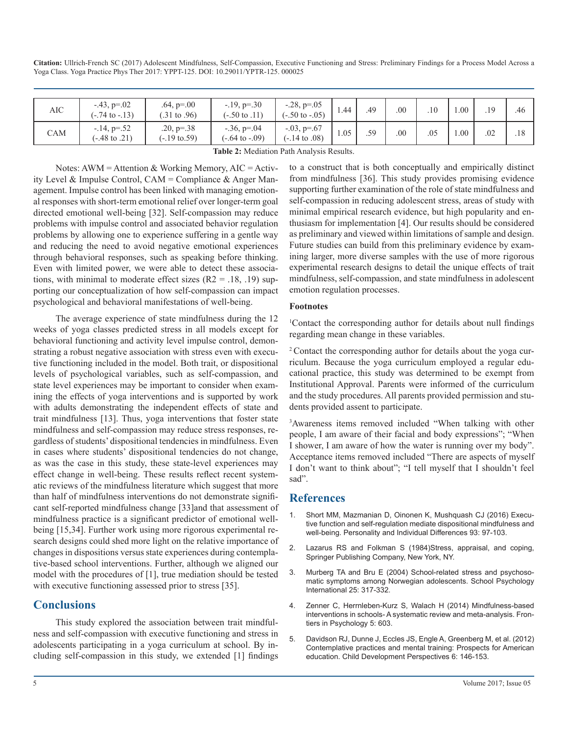| AIC | -.43, p=.02 (-.74 to -.13) | .64, p=.00 (.31 to .96) | -.19, p=.30 (-.50 to .11) | -.28, p=.05 (-.50 to -.05) | 1.44 | .49 | .00 | .10 | 1.00 | .19 | .46 |
|---|---|---|---|---|---|---|---|---|---|---|---|
| CAM | -.14, p=.52 (-.48 to .21) | .20, p=.38 (-.19 to.59) | -.36, p=.04 (-.64 to -.09) | -.03, p=.67 (-.14 to .08) | 1.05 | .59 | .00 | .05 | 1.00 | .02 | .18 |

**Table 2:** Mediation Path Analysis Results.

Notes: AWM = Attention & Working Memory, AIC = Activity Level & Impulse Control, CAM = Compliance & Anger Management. Impulse control has been linked with managing emotional responses with short-term emotional relief over longer-term goal directed emotional well-being [32]. Self-compassion may reduce problems with impulse control and associated behavior regulation problems by allowing one to experience suffering in a gentle way and reducing the need to avoid negative emotional experiences through behavioral responses, such as speaking before thinking. Even with limited power, we were able to detect these associations, with minimal to moderate effect sizes ($R2 = .18, .19$) supporting our conceptualization of how self-compassion can impact psychological and behavioral manifestations of well-being.

The average experience of state mindfulness during the 12 weeks of yoga classes predicted stress in all models except for behavioral functioning and activity level impulse control, demonstrating a robust negative association with stress even with executive functioning included in the model. Both trait, or dispositional levels of psychological variables, such as self-compassion, and state level experiences may be important to consider when examining the effects of yoga interventions and is supported by work with adults demonstrating the independent effects of state and trait mindfulness [13]. Thus, yoga interventions that foster state mindfulness and self-compassion may reduce stress responses, regardless of students' dispositional tendencies in mindfulness. Even in cases where students' dispositional tendencies do not change, as was the case in this study, these state-level experiences may effect change in well-being. These results reflect recent systematic reviews of the mindfulness literature which suggest that more than half of mindfulness interventions do not demonstrate significant self-reported mindfulness change [33]and that assessment of mindfulness practice is a significant predictor of emotional well-being [15,34]. Further work using more rigorous experimental research designs could shed more light on the relative importance of changes in dispositions versus state experiences during contemplative-based school interventions. Further, although we aligned our model with the procedures of [1], true mediation should be tested with executive functioning assessed prior to stress [35].

## Conclusions

This study explored the association between trait mindfulness and self-compassion with executive functioning and stress in adolescents participating in a yoga curriculum at school. By including self-compassion in this study, we extended [1] findings to a construct that is both conceptually and empirically distinct from mindfulness [36]. This study provides promising evidence supporting further examination of the role of state mindfulness and self-compassion in reducing adolescent stress, areas of study with minimal empirical research evidence, but high popularity and enthusiasm for implementation [4]. Our results should be considered as preliminary and viewed within limitations of sample and design. Future studies can build from this preliminary evidence by examining larger, more diverse samples with the use of more rigorous experimental research designs to detail the unique effects of trait mindfulness, self-compassion, and state mindfulness in adolescent emotion regulation processes.

### Footnotes

[1]Contact the corresponding author for details about null findings regarding mean change in these variables.

[2] Contact the corresponding author for details about the yoga curriculum. Because the yoga curriculum employed a regular educational practice, this study was determined to be exempt from Institutional Approval. Parents were informed of the curriculum and the study procedures. All parents provided permission and students provided assent to participate.

[3]Awareness items removed included "When talking with other people, I am aware of their facial and body expressions"; "When I shower, I am aware of how the water is running over my body". Acceptance items removed included "There are aspects of myself I don't want to think about"; "I tell myself that I shouldn't feel sad".

## References

1. Short MM, Mazmanian D, Oinonen K, Mushquash CJ (2016) Executive function and self-regulation mediate dispositional mindfulness and well-being. Personality and Individual Differences 93: 97-103.
2. Lazarus RS and Folkman S (1984)Stress, appraisal, and coping, Springer Publishing Company, New York, NY.
3. Murberg TA and Bru E (2004) School-related stress and psychosomatic symptoms among Norwegian adolescents. School Psychology International 25: 317-332.
4. Zenner C, Herrnleben-Kurz S, Walach H (2014) Mindfulness-based interventions in schools- A systematic review and meta-analysis. Frontiers in Psychology 5: 603.
5. Davidson RJ, Dunne J, Eccles JS, Engle A, Greenberg M, et al. (2012) Contemplative practices and mental training: Prospects for American education. Child Development Perspectives 6: 146-153.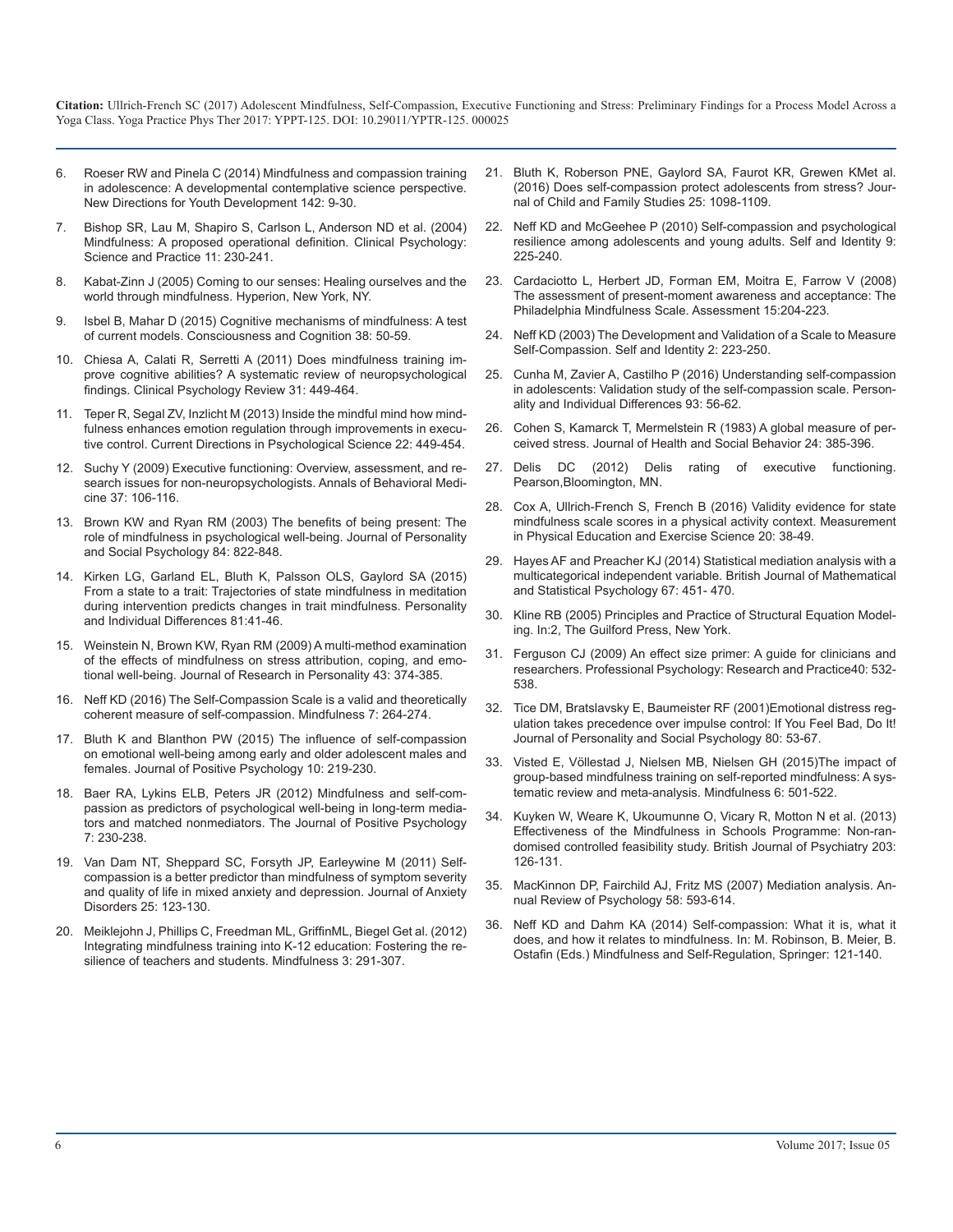6. Roeser RW and Pinela C (2014) Mindfulness and compassion training in adolescence: A developmental contemplative science perspective. New Directions for Youth Development 142: 9-30.

7. Bishop SR, Lau M, Shapiro S, Carlson L, Anderson ND et al. (2004) Mindfulness: A proposed operational definition. Clinical Psychology: Science and Practice 11: 230-241.

8. Kabat-Zinn J (2005) Coming to our senses: Healing ourselves and the world through mindfulness. Hyperion, New York, NY.

9. Isbel B, Mahar D (2015) Cognitive mechanisms of mindfulness: A test of current models. Consciousness and Cognition 38: 50-59.

10. Chiesa A, Calati R, Serretti A (2011) Does mindfulness training improve cognitive abilities? A systematic review of neuropsychological findings. Clinical Psychology Review 31: 449-464.

11. Teper R, Segal ZV, Inzlicht M (2013) Inside the mindful mind how mindfulness enhances emotion regulation through improvements in executive control. Current Directions in Psychological Science 22: 449-454.

12. Suchy Y (2009) Executive functioning: Overview, assessment, and research issues for non-neuropsychologists. Annals of Behavioral Medicine 37: 106-116.

13. Brown KW and Ryan RM (2003) The benefits of being present: The role of mindfulness in psychological well-being. Journal of Personality and Social Psychology 84: 822-848.

14. Kirken LG, Garland EL, Bluth K, Palsson OLS, Gaylord SA (2015) From a state to a trait: Trajectories of state mindfulness in meditation during intervention predicts changes in trait mindfulness. Personality and Individual Differences 81:41-46.

15. Weinstein N, Brown KW, Ryan RM (2009) A multi-method examination of the effects of mindfulness on stress attribution, coping, and emotional well-being. Journal of Research in Personality 43: 374-385.

16. Neff KD (2016) The Self-Compassion Scale is a valid and theoretically coherent measure of self-compassion. Mindfulness 7: 264-274.

17. Bluth K and Blanthon PW (2015) The influence of self-compassion on emotional well-being among early and older adolescent males and females. Journal of Positive Psychology 10: 219-230.

18. Baer RA, Lykins ELB, Peters JR (2012) Mindfulness and self-compassion as predictors of psychological well-being in long-term mediators and matched nonmediators. The Journal of Positive Psychology 7: 230-238.

19. Van Dam NT, Sheppard SC, Forsyth JP, Earleywine M (2011) Self-compassion is a better predictor than mindfulness of symptom severity and quality of life in mixed anxiety and depression. Journal of Anxiety Disorders 25: 123-130.

20. Meiklejohn J, Phillips C, Freedman ML, GriffinML, Biegel Get al. (2012) Integrating mindfulness training into K-12 education: Fostering the resilience of teachers and students. Mindfulness 3: 291-307.

21. Bluth K, Roberson PNE, Gaylord SA, Faurot KR, Grewen KMet al. (2016) Does self-compassion protect adolescents from stress? Journal of Child and Family Studies 25: 1098-1109.

22. Neff KD and McGeehee P (2010) Self-compassion and psychological resilience among adolescents and young adults. Self and Identity 9: 225-240.

23. Cardaciotto L, Herbert JD, Forman EM, Moitra E, Farrow V (2008) The assessment of present-moment awareness and acceptance: The Philadelphia Mindfulness Scale. Assessment 15:204-223.

24. Neff KD (2003) The Development and Validation of a Scale to Measure Self-Compassion. Self and Identity 2: 223-250.

25. Cunha M, Zavier A, Castilho P (2016) Understanding self-compassion in adolescents: Validation study of the self-compassion scale. Personality and Individual Differences 93: 56-62.

26. Cohen S, Kamarck T, Mermelstein R (1983) A global measure of perceived stress. Journal of Health and Social Behavior 24: 385-396.

27. Delis DC (2012) Delis rating of executive functioning. Pearson,Bloomington, MN.

28. Cox A, Ullrich-French S, French B (2016) Validity evidence for state mindfulness scale scores in a physical activity context. Measurement in Physical Education and Exercise Science 20: 38-49.

29. Hayes AF and Preacher KJ (2014) Statistical mediation analysis with a multicategorical independent variable. British Journal of Mathematical and Statistical Psychology 67: 451- 470.

30. Kline RB (2005) Principles and Practice of Structural Equation Modeling. In:2, The Guilford Press, New York.

31. Ferguson CJ (2009) An effect size primer: A guide for clinicians and researchers. Professional Psychology: Research and Practice40: 532-538.

32. Tice DM, Bratslavsky E, Baumeister RF (2001)Emotional distress regulation takes precedence over impulse control: If You Feel Bad, Do It! Journal of Personality and Social Psychology 80: 53-67.

33. Visted E, Völlestad J, Nielsen MB, Nielsen GH (2015)The impact of group-based mindfulness training on self-reported mindfulness: A systematic review and meta-analysis. Mindfulness 6: 501-522.

34. Kuyken W, Weare K, Ukoumunne O, Vicary R, Motton N et al. (2013) Effectiveness of the Mindfulness in Schools Programme: Non-randomised controlled feasibility study. British Journal of Psychiatry 203: 126-131.

35. MacKinnon DP, Fairchild AJ, Fritz MS (2007) Mediation analysis. Annual Review of Psychology 58: 593-614.

36. Neff KD and Dahm KA (2014) Self-compassion: What it is, what it does, and how it relates to mindfulness. In: M. Robinson, B. Meier, B. Ostafin (Eds.) Mindfulness and Self-Regulation, Springer: 121-140.